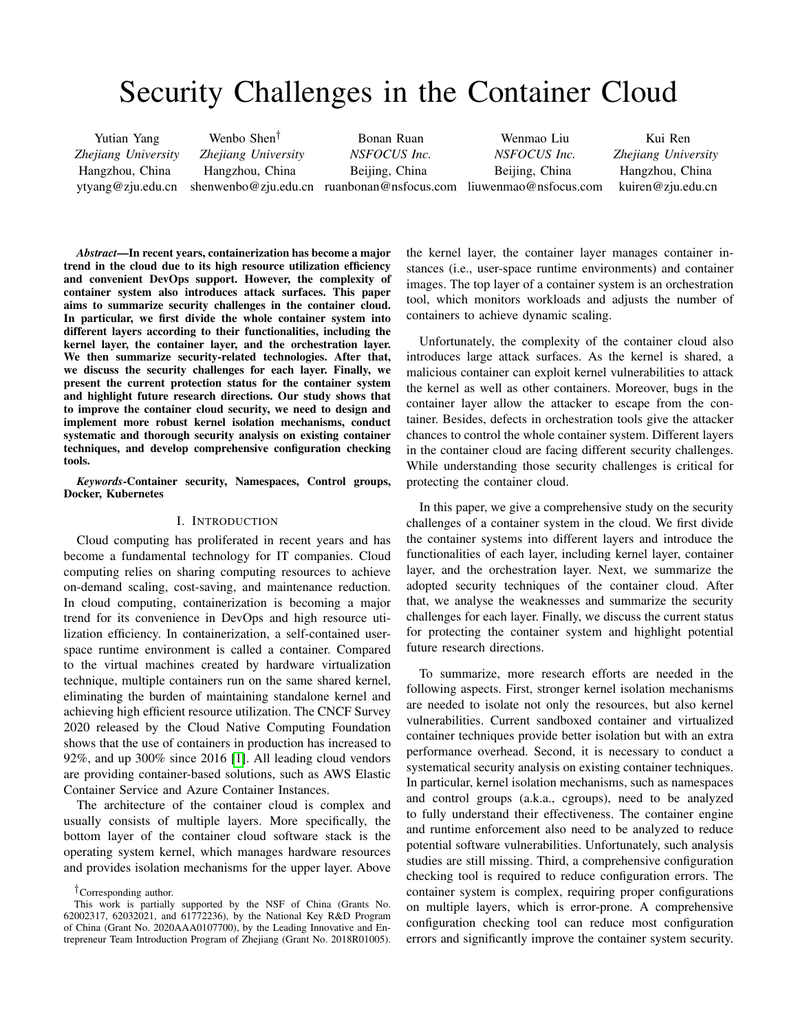# Security Challenges in the Container Cloud

Yutian Yang
*Zhejiang University*
Hangzhou, China
ytyang@zju.edu.cn

Wenbo Shen[†]
*Zhejiang University*
Hangzhou, China
shenwenbo@zju.edu.cn

Bonan Ruan
*NSFOCUS Inc.*
Beijing, China
ruanbonan@nsfocus.com

Wenmao Liu
*NSFOCUS Inc.*
Beijing, China
liuwenmao@nsfocus.com

Kui Ren
*Zhejiang University*
Hangzhou, China
kuiren@zju.edu.cn

***Abstract*—In recent years, containerization has become a major trend in the cloud due to its high resource utilization efficiency and convenient DevOps support. However, the complexity of container system also introduces attack surfaces. This paper aims to summarize security challenges in the container cloud. In particular, we first divide the whole container system into different layers according to their functionalities, including the kernel layer, the container layer, and the orchestration layer. We then summarize security-related technologies. After that, we discuss the security challenges for each layer. Finally, we present the current protection status for the container system and highlight future research directions. Our study shows that to improve the container cloud security, we need to design and implement more robust kernel isolation mechanisms, conduct systematic and thorough security analysis on existing container techniques, and develop comprehensive configuration checking tools.**

***Keywords*-Container security, Namespaces, Control groups, Docker, Kubernetes**

## I. Introduction

Cloud computing has proliferated in recent years and has become a fundamental technology for IT companies. Cloud computing relies on sharing computing resources to achieve on-demand scaling, cost-saving, and maintenance reduction. In cloud computing, containerization is becoming a major trend for its convenience in DevOps and high resource utilization efficiency. In containerization, a self-contained user-space runtime environment is called a container. Compared to the virtual machines created by hardware virtualization technique, multiple containers run on the same shared kernel, eliminating the burden of maintaining standalone kernel and achieving high efficient resource utilization. The CNCF Survey 2020 released by the Cloud Native Computing Foundation shows that the use of containers in production has increased to 92%, and up 300% since 2016 [1]. All leading cloud vendors are providing container-based solutions, such as AWS Elastic Container Service and Azure Container Instances.

The architecture of the container cloud is complex and usually consists of multiple layers. More specifically, the bottom layer of the container cloud software stack is the operating system kernel, which manages hardware resources and provides isolation mechanisms for the upper layer. Above the kernel layer, the container layer manages container instances (i.e., user-space runtime environments) and container images. The top layer of a container system is an orchestration tool, which monitors workloads and adjusts the number of containers to achieve dynamic scaling.

Unfortunately, the complexity of the container cloud also introduces large attack surfaces. As the kernel is shared, a malicious container can exploit kernel vulnerabilities to attack the kernel as well as other containers. Moreover, bugs in the container layer allow the attacker to escape from the container. Besides, defects in orchestration tools give the attacker chances to control the whole container system. Different layers in the container cloud are facing different security challenges. While understanding those security challenges is critical for protecting the container cloud.

In this paper, we give a comprehensive study on the security challenges of a container system in the cloud. We first divide the container systems into different layers and introduce the functionalities of each layer, including kernel layer, container layer, and the orchestration layer. Next, we summarize the adopted security techniques of the container cloud. After that, we analyse the weaknesses and summarize the security challenges for each layer. Finally, we discuss the current status for protecting the container system and highlight potential future research directions.

To summarize, more research efforts are needed in the following aspects. First, stronger kernel isolation mechanisms are needed to isolate not only the resources, but also kernel vulnerabilities. Current sandboxed container and virtualized container techniques provide better isolation but with an extra performance overhead. Second, it is necessary to conduct a systematical security analysis on existing container techniques. In particular, kernel isolation mechanisms, such as namespaces and control groups (a.k.a., cgroups), need to be analyzed to fully understand their effectiveness. The container engine and runtime enforcement also need to be analyzed to reduce potential software vulnerabilities. Unfortunately, such analysis studies are still missing. Third, a comprehensive configuration checking tool is required to reduce configuration errors. The container system is complex, requiring proper configurations on multiple layers, which is error-prone. A comprehensive configuration checking tool can reduce most configuration errors and significantly improve the container system security.

[†]Corresponding author.

This work is partially supported by the NSF of China (Grants No. 62002317, 62032021, and 61772236), by the National Key R&D Program of China (Grant No. 2020AAA0107700), by the Leading Innovative and Entrepreneur Team Introduction Program of Zhejiang (Grant No. 2018R01005).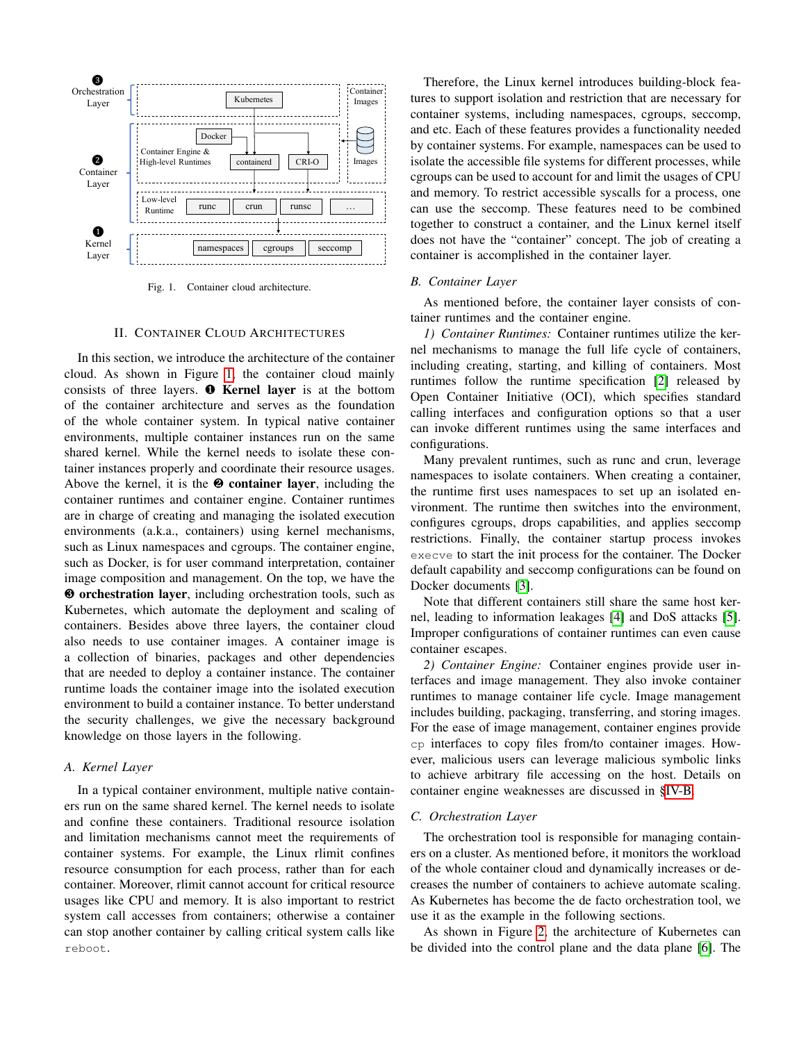Fig. 1. Container cloud architecture.

## II. Container Cloud Architectures

In this section, we introduce the architecture of the container cloud. As shown in Figure 1, the container cloud mainly consists of three layers. ❶ **Kernel layer** is at the bottom of the container architecture and serves as the foundation of the whole container system. In typical native container environments, multiple container instances run on the same shared kernel. While the kernel needs to isolate these container instances properly and coordinate their resource usages. Above the kernel, it is the ❷ **container layer**, including the container runtimes and container engine. Container runtimes are in charge of creating and managing the isolated execution environments (a.k.a., containers) using kernel mechanisms, such as Linux namespaces and cgroups. The container engine, such as Docker, is for user command interpretation, container image composition and management. On the top, we have the ❸ **orchestration layer**, including orchestration tools, such as Kubernetes, which automate the deployment and scaling of containers. Besides above three layers, the container cloud also needs to use container images. A container image is a collection of binaries, packages and other dependencies that are needed to deploy a container instance. The container runtime loads the container image into the isolated execution environment to build a container instance. To better understand the security challenges, we give the necessary background knowledge on those layers in the following.

### A. Kernel Layer

In a typical container environment, multiple native containers run on the same shared kernel. The kernel needs to isolate and confine these containers. Traditional resource isolation and limitation mechanisms cannot meet the requirements of container systems. For example, the Linux rlimit confines resource consumption for each process, rather than for each container. Moreover, rlimit cannot account for critical resource usages like CPU and memory. It is also important to restrict system call accesses from containers; otherwise a container can stop another container by calling critical system calls like `reboot`.

Therefore, the Linux kernel introduces building-block features to support isolation and restriction that are necessary for container systems, including namespaces, cgroups, seccomp, and etc. Each of these features provides a functionality needed by container systems. For example, namespaces can be used to isolate the accessible file systems for different processes, while cgroups can be used to account for and limit the usages of CPU and memory. To restrict accessible syscalls for a process, one can use the seccomp. These features need to be combined together to construct a container, and the Linux kernel itself does not have the "container" concept. The job of creating a container is accomplished in the container layer.

### B. Container Layer

As mentioned before, the container layer consists of container runtimes and the container engine.

*1) Container Runtimes:* Container runtimes utilize the kernel mechanisms to manage the full life cycle of containers, including creating, starting, and killing of containers. Most runtimes follow the runtime specification [2] released by Open Container Initiative (OCI), which specifies standard calling interfaces and configuration options so that a user can invoke different runtimes using the same interfaces and configurations.

Many prevalent runtimes, such as runc and crun, leverage namespaces to isolate containers. When creating a container, the runtime first uses namespaces to set up an isolated environment. The runtime then switches into the environment, configures cgroups, drops capabilities, and applies seccomp restrictions. Finally, the container startup process invokes `execve` to start the init process for the container. The Docker default capability and seccomp configurations can be found on Docker documents [3].

Note that different containers still share the same host kernel, leading to information leakages [4] and DoS attacks [5]. Improper configurations of container runtimes can even cause container escapes.

*2) Container Engine:* Container engines provide user interfaces and image management. They also invoke container runtimes to manage container life cycle. Image management includes building, packaging, transferring, and storing images. For the ease of image management, container engines provide `cp` interfaces to copy files from/to container images. However, malicious users can leverage malicious symbolic links to achieve arbitrary file accessing on the host. Details on container engine weaknesses are discussed in §IV-B.

### C. Orchestration Layer

The orchestration tool is responsible for managing containers on a cluster. As mentioned before, it monitors the workload of the whole container cloud and dynamically increases or decreases the number of containers to achieve automate scaling. As Kubernetes has become the de facto orchestration tool, we use it as the example in the following sections.

As shown in Figure 2, the architecture of Kubernetes can be divided into the control plane and the data plane [6]. The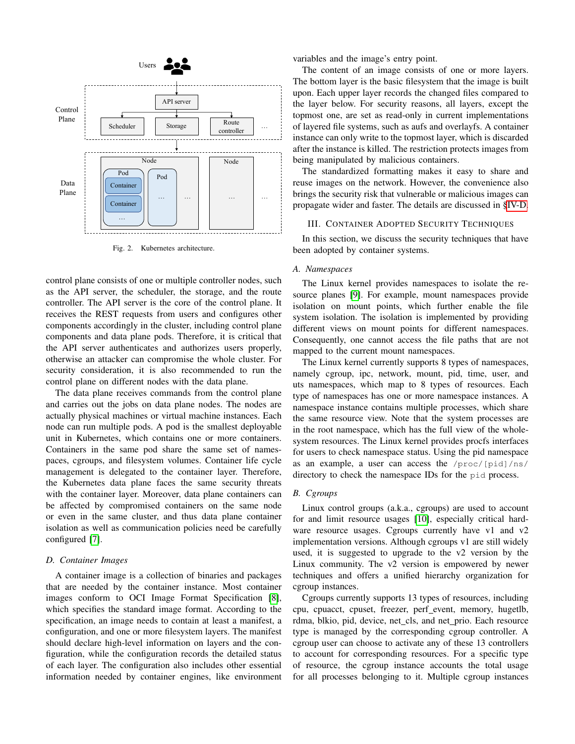Fig. 2. Kubernetes architecture.

control plane consists of one or multiple controller nodes, such as the API server, the scheduler, the storage, and the route controller. The API server is the core of the control plane. It receives the REST requests from users and configures other components accordingly in the cluster, including control plane components and data plane pods. Therefore, it is critical that the API server authenticates and authorizes users properly, otherwise an attacker can compromise the whole cluster. For security consideration, it is also recommended to run the control plane on different nodes with the data plane.

The data plane receives commands from the control plane and carries out the jobs on data plane nodes. The nodes are actually physical machines or virtual machine instances. Each node can run multiple pods. A pod is the smallest deployable unit in Kubernetes, which contains one or more containers. Containers in the same pod share the same set of namespaces, cgroups, and filesystem volumes. Container life cycle management is delegated to the container layer. Therefore, the Kubernetes data plane faces the same security threats with the container layer. Moreover, data plane containers can be affected by compromised containers on the same node or even in the same cluster, and thus data plane container isolation as well as communication policies need be carefully configured [7].

### D. Container Images

A container image is a collection of binaries and packages that are needed by the container instance. Most container images conform to OCI Image Format Specification [8], which specifies the standard image format. According to the specification, an image needs to contain at least a manifest, a configuration, and one or more filesystem layers. The manifest should declare high-level information on layers and the configuration, while the configuration records the detailed status of each layer. The configuration also includes other essential information needed by container engines, like environment variables and the image's entry point.

The content of an image consists of one or more layers. The bottom layer is the basic filesystem that the image is built upon. Each upper layer records the changed files compared to the layer below. For security reasons, all layers, except the topmost one, are set as read-only in current implementations of layered file systems, such as aufs and overlayfs. A container instance can only write to the topmost layer, which is discarded after the instance is killed. The restriction protects images from being manipulated by malicious containers.

The standardized formatting makes it easy to share and reuse images on the network. However, the convenience also brings the security risk that vulnerable or malicious images can propagate wider and faster. The details are discussed in §IV-D.

## III. Container Adopted Security Techniques

In this section, we discuss the security techniques that have been adopted by container systems.

### A. Namespaces

The Linux kernel provides namespaces to isolate the resource planes [9]. For example, mount namespaces provide isolation on mount points, which further enable the file system isolation. The isolation is implemented by providing different views on mount points for different namespaces. Consequently, one cannot access the file paths that are not mapped to the current mount namespaces.

The Linux kernel currently supports 8 types of namespaces, namely cgroup, ipc, network, mount, pid, time, user, and uts namespaces, which map to 8 types of resources. Each type of namespaces has one or more namespace instances. A namespace instance contains multiple processes, which share the same resource view. Note that the system processes are in the root namespace, which has the full view of the whole-system resources. The Linux kernel provides procfs interfaces for users to check namespace status. Using the pid namespace as an example, a user can access the `/proc/[pid]/ns/` directory to check the namespace IDs for the `pid` process.

### B. Cgroups

Linux control groups (a.k.a., cgroups) are used to account for and limit resource usages [10], especially critical hardware resource usages. Cgroups currently have v1 and v2 implementation versions. Although cgroups v1 are still widely used, it is suggested to upgrade to the v2 version by the Linux community. The v2 version is empowered by newer techniques and offers a unified hierarchy organization for cgroup instances.

Cgroups currently supports 13 types of resources, including cpu, cpuacct, cpuset, freezer, perf_event, memory, hugetlb, rdma, blkio, pid, device, net_cls, and net_prio. Each resource type is managed by the corresponding cgroup controller. A cgroup user can choose to activate any of these 13 controllers to account for corresponding resources. For a specific type of resource, the cgroup instance accounts the total usage for all processes belonging to it. Multiple cgroup instances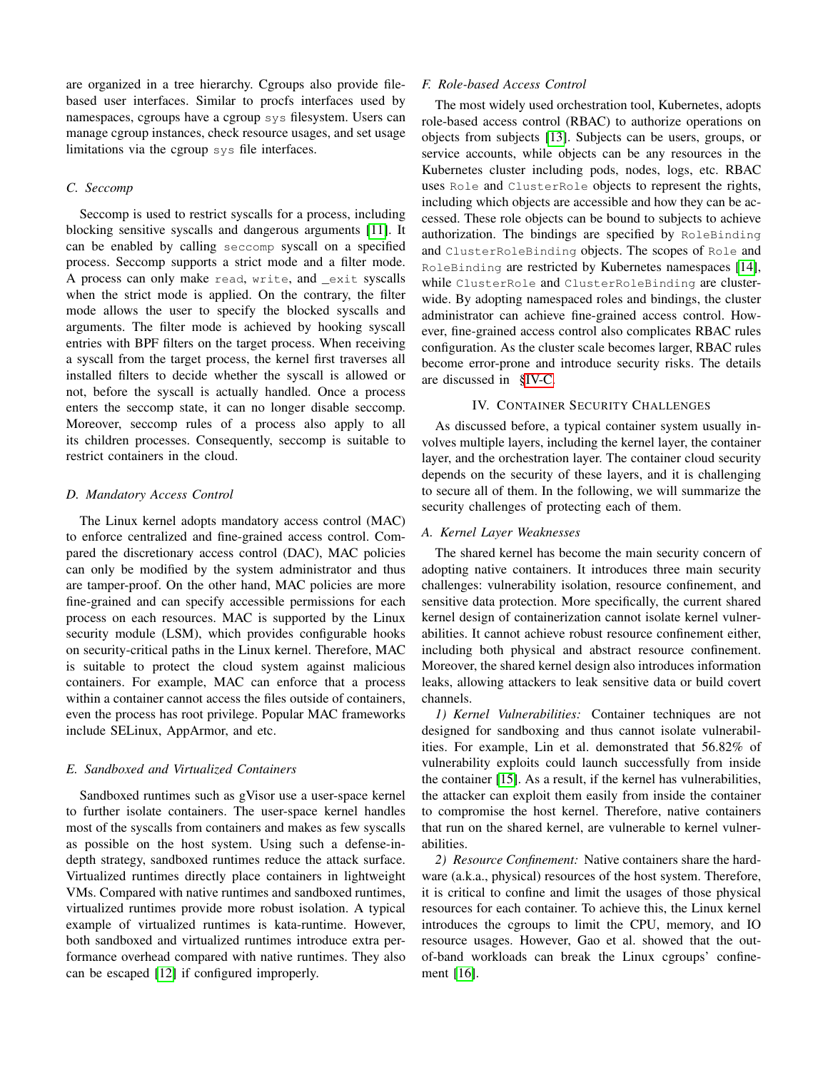are organized in a tree hierarchy. Cgroups also provide file-based user interfaces. Similar to procfs interfaces used by namespaces, cgroups have a cgroup `sys` filesystem. Users can manage cgroup instances, check resource usages, and set usage limitations via the cgroup `sys` file interfaces.

### C. Seccomp

Seccomp is used to restrict syscalls for a process, including blocking sensitive syscalls and dangerous arguments [11]. It can be enabled by calling `seccomp` syscall on a specified process. Seccomp supports a strict mode and a filter mode. A process can only make `read`, `write`, and `_exit` syscalls when the strict mode is applied. On the contrary, the filter mode allows the user to specify the blocked syscalls and arguments. The filter mode is achieved by hooking syscall entries with BPF filters on the target process. When receiving a syscall from the target process, the kernel first traverses all installed filters to decide whether the syscall is allowed or not, before the syscall is actually handled. Once a process enters the seccomp state, it can no longer disable seccomp. Moreover, seccomp rules of a process also apply to all its children processes. Consequently, seccomp is suitable to restrict containers in the cloud.

### D. Mandatory Access Control

The Linux kernel adopts mandatory access control (MAC) to enforce centralized and fine-grained access control. Compared the discretionary access control (DAC), MAC policies can only be modified by the system administrator and thus are tamper-proof. On the other hand, MAC policies are more fine-grained and can specify accessible permissions for each process on each resources. MAC is supported by the Linux security module (LSM), which provides configurable hooks on security-critical paths in the Linux kernel. Therefore, MAC is suitable to protect the cloud system against malicious containers. For example, MAC can enforce that a process within a container cannot access the files outside of containers, even the process has root privilege. Popular MAC frameworks include SELinux, AppArmor, and etc.

### E. Sandboxed and Virtualized Containers

Sandboxed runtimes such as gVisor use a user-space kernel to further isolate containers. The user-space kernel handles most of the syscalls from containers and makes as few syscalls as possible on the host system. Using such a defense-in-depth strategy, sandboxed runtimes reduce the attack surface. Virtualized runtimes directly place containers in lightweight VMs. Compared with native runtimes and sandboxed runtimes, virtualized runtimes provide more robust isolation. A typical example of virtualized runtimes is kata-runtime. However, both sandboxed and virtualized runtimes introduce extra performance overhead compared with native runtimes. They also can be escaped [12] if configured improperly.

### F. Role-based Access Control

The most widely used orchestration tool, Kubernetes, adopts role-based access control (RBAC) to authorize operations on objects from subjects [13]. Subjects can be users, groups, or service accounts, while objects can be any resources in the Kubernetes cluster including pods, nodes, logs, etc. RBAC uses `Role` and `ClusterRole` objects to represent the rights, including which objects are accessible and how they can be accessed. These role objects can be bound to subjects to achieve authorization. The bindings are specified by `RoleBinding` and `ClusterRoleBinding` objects. The scopes of `Role` and `RoleBinding` are restricted by Kubernetes namespaces [14], while `ClusterRole` and `ClusterRoleBinding` are cluster-wide. By adopting namespaced roles and bindings, the cluster administrator can achieve fine-grained access control. However, fine-grained access control also complicates RBAC rules configuration. As the cluster scale becomes larger, RBAC rules become error-prone and introduce security risks. The details are discussed in §IV-C.

## IV. Container Security Challenges

As discussed before, a typical container system usually involves multiple layers, including the kernel layer, the container layer, and the orchestration layer. The container cloud security depends on the security of these layers, and it is challenging to secure all of them. In the following, we will summarize the security challenges of protecting each of them.

### A. Kernel Layer Weaknesses

The shared kernel has become the main security concern of adopting native containers. It introduces three main security challenges: vulnerability isolation, resource confinement, and sensitive data protection. More specifically, the current shared kernel design of containerization cannot isolate kernel vulnerabilities. It cannot achieve robust resource confinement either, including both physical and abstract resource confinement. Moreover, the shared kernel design also introduces information leaks, allowing attackers to leak sensitive data or build covert channels.

*1) Kernel Vulnerabilities:* Container techniques are not designed for sandboxing and thus cannot isolate vulnerabilities. For example, Lin et al. demonstrated that 56.82% of vulnerability exploits could launch successfully from inside the container [15]. As a result, if the kernel has vulnerabilities, the attacker can exploit them easily from inside the container to compromise the host kernel. Therefore, native containers that run on the shared kernel, are vulnerable to kernel vulnerabilities.

*2) Resource Confinement:* Native containers share the hardware (a.k.a., physical) resources of the host system. Therefore, it is critical to confine and limit the usages of those physical resources for each container. To achieve this, the Linux kernel introduces the cgroups to limit the CPU, memory, and IO resource usages. However, Gao et al. showed that the out-of-band workloads can break the Linux cgroups' confinement [16].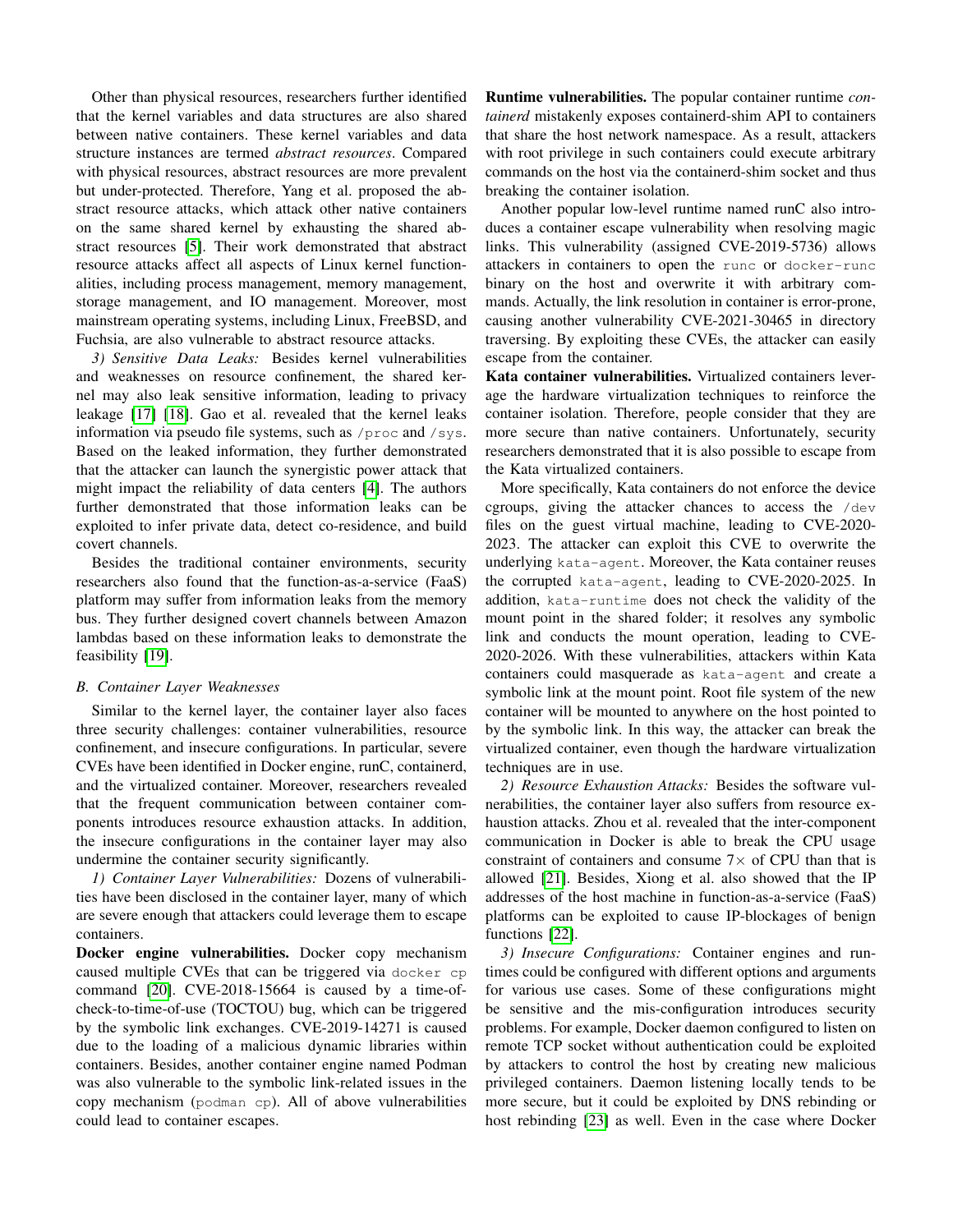Other than physical resources, researchers further identified that the kernel variables and data structures are also shared between native containers. These kernel variables and data structure instances are termed *abstract resources*. Compared with physical resources, abstract resources are more prevalent but under-protected. Therefore, Yang et al. proposed the abstract resource attacks, which attack other native containers on the same shared kernel by exhausting the shared abstract resources [5]. Their work demonstrated that abstract resource attacks affect all aspects of Linux kernel functionalities, including process management, memory management, storage management, and IO management. Moreover, most mainstream operating systems, including Linux, FreeBSD, and Fuchsia, are also vulnerable to abstract resource attacks.

*3) Sensitive Data Leaks:* Besides kernel vulnerabilities and weaknesses on resource confinement, the shared kernel may also leak sensitive information, leading to privacy leakage [17] [18]. Gao et al. revealed that the kernel leaks information via pseudo file systems, such as `/proc` and `/sys`. Based on the leaked information, they further demonstrated that the attacker can launch the synergistic power attack that might impact the reliability of data centers [4]. The authors further demonstrated that those information leaks can be exploited to infer private data, detect co-residence, and build covert channels.

Besides the traditional container environments, security researchers also found that the function-as-a-service (FaaS) platform may suffer from information leaks from the memory bus. They further designed covert channels between Amazon lambdas based on these information leaks to demonstrate the feasibility [19].

### B. Container Layer Weaknesses

Similar to the kernel layer, the container layer also faces three security challenges: container vulnerabilities, resource confinement, and insecure configurations. In particular, severe CVEs have been identified in Docker engine, runC, containerd, and the virtualized container. Moreover, researchers revealed that the frequent communication between container components introduces resource exhaustion attacks. In addition, the insecure configurations in the container layer may also undermine the container security significantly.

*1) Container Layer Vulnerabilities:* Dozens of vulnerabilities have been disclosed in the container layer, many of which are severe enough that attackers could leverage them to escape containers.

**Docker engine vulnerabilities.** Docker copy mechanism caused multiple CVEs that can be triggered via `docker cp` command [20]. CVE-2018-15664 is caused by a time-of-check-to-time-of-use (TOCTOU) bug, which can be triggered by the symbolic link exchanges. CVE-2019-14271 is caused due to the loading of a malicious dynamic libraries within containers. Besides, another container engine named Podman was also vulnerable to the symbolic link-related issues in the copy mechanism (`podman cp`). All of above vulnerabilities could lead to container escapes.

**Runtime vulnerabilities.** The popular container runtime *containerd* mistakenly exposes containerd-shim API to containers that share the host network namespace. As a result, attackers with root privilege in such containers could execute arbitrary commands on the host via the containerd-shim socket and thus breaking the container isolation.

Another popular low-level runtime named runC also introduces a container escape vulnerability when resolving magic links. This vulnerability (assigned CVE-2019-5736) allows attackers in containers to open the `runc` or `docker-runc` binary on the host and overwrite it with arbitrary commands. Actually, the link resolution in container is error-prone, causing another vulnerability CVE-2021-30465 in directory traversing. By exploiting these CVEs, the attacker can easily escape from the container.

**Kata container vulnerabilities.** Virtualized containers leverage the hardware virtualization techniques to reinforce the container isolation. Therefore, people consider that they are more secure than native containers. Unfortunately, security researchers demonstrated that it is also possible to escape from the Kata virtualized containers.

More specifically, Kata containers do not enforce the device cgroups, giving the attacker chances to access the `/dev` files on the guest virtual machine, leading to CVE-2020-2023. The attacker can exploit this CVE to overwrite the underlying `kata-agent`. Moreover, the Kata container reuses the corrupted `kata-agent`, leading to CVE-2020-2025. In addition, `kata-runtime` does not check the validity of the mount point in the shared folder; it resolves any symbolic link and conducts the mount operation, leading to CVE-2020-2026. With these vulnerabilities, attackers within Kata containers could masquerade as `kata-agent` and create a symbolic link at the mount point. Root file system of the new container will be mounted to anywhere on the host pointed to by the symbolic link. In this way, the attacker can break the virtualized container, even though the hardware virtualization techniques are in use.

*2) Resource Exhaustion Attacks:* Besides the software vulnerabilities, the container layer also suffers from resource exhaustion attacks. Zhou et al. revealed that the inter-component communication in Docker is able to break the CPU usage constraint of containers and consume $7\times$ of CPU than that is allowed [21]. Besides, Xiong et al. also showed that the IP addresses of the host machine in function-as-a-service (FaaS) platforms can be exploited to cause IP-blockages of benign functions [22].

*3) Insecure Configurations:* Container engines and runtimes could be configured with different options and arguments for various use cases. Some of these configurations might be sensitive and the mis-configuration introduces security problems. For example, Docker daemon configured to listen on remote TCP socket without authentication could be exploited by attackers to control the host by creating new malicious privileged containers. Daemon listening locally tends to be more secure, but it could be exploited by DNS rebinding or host rebinding [23] as well. Even in the case where Docker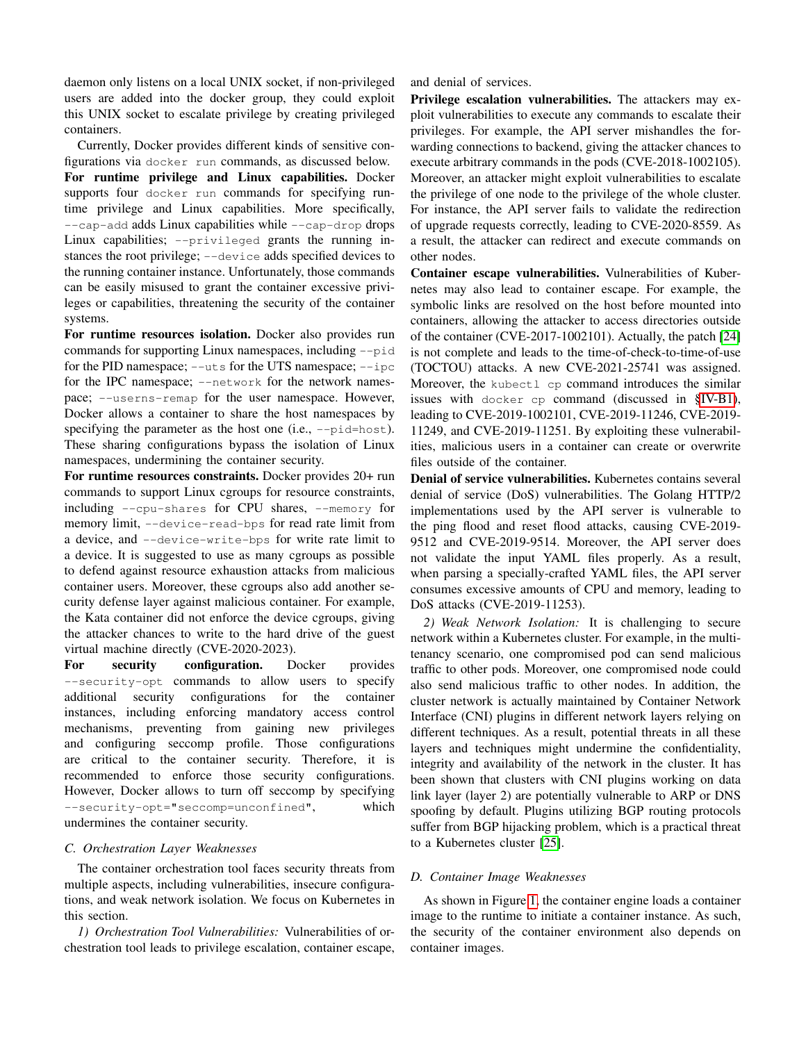daemon only listens on a local UNIX socket, if non-privileged users are added into the docker group, they could exploit this UNIX socket to escalate privilege by creating privileged containers.

Currently, Docker provides different kinds of sensitive configurations via `docker run` commands, as discussed below.

**For runtime privilege and Linux capabilities.** Docker supports four `docker run` commands for specifying runtime privilege and Linux capabilities. More specifically, `--cap-add` adds Linux capabilities while `--cap-drop` drops Linux capabilities; `--privileged` grants the running instances the root privilege; `--device` adds specified devices to the running container instance. Unfortunately, those commands can be easily misused to grant the container excessive privileges or capabilities, threatening the security of the container systems.

**For runtime resources isolation.** Docker also provides run commands for supporting Linux namespaces, including `--pid` for the PID namespace; `--uts` for the UTS namespace; `--ipc` for the IPC namespace; `--network` for the network namespace; `--userns-remap` for the user namespace. However, Docker allows a container to share the host namespaces by specifying the parameter as the host one (i.e., `--pid=host`). These sharing configurations bypass the isolation of Linux namespaces, undermining the container security.

**For runtime resources constraints.** Docker provides 20+ run commands to support Linux cgroups for resource constraints, including `--cpu-shares` for CPU shares, `--memory` for memory limit, `--device-read-bps` for read rate limit from a device, and `--device-write-bps` for write rate limit to a device. It is suggested to use as many cgroups as possible to defend against resource exhaustion attacks from malicious container users. Moreover, these cgroups also add another security defense layer against malicious container. For example, the Kata container did not enforce the device cgroups, giving the attacker chances to write to the hard drive of the guest virtual machine directly (CVE-2020-2023).

**For security configuration.** Docker provides `--security-opt` commands to allow users to specify additional security configurations for the container instances, including enforcing mandatory access control mechanisms, preventing from gaining new privileges and configuring seccomp profile. Those configurations are critical to the container security. Therefore, it is recommended to enforce those security configurations. However, Docker allows to turn off seccomp by specifying `--security-opt="seccomp=unconfined"`, which undermines the container security.

### C. Orchestration Layer Weaknesses

The container orchestration tool faces security threats from multiple aspects, including vulnerabilities, insecure configurations, and weak network isolation. We focus on Kubernetes in this section.

*1) Orchestration Tool Vulnerabilities:* Vulnerabilities of orchestration tool leads to privilege escalation, container escape, and denial of services.

**Privilege escalation vulnerabilities.** The attackers may exploit vulnerabilities to execute any commands to escalate their privileges. For example, the API server mishandles the forwarding connections to backend, giving the attacker chances to execute arbitrary commands in the pods (CVE-2018-1002105). Moreover, an attacker might exploit vulnerabilities to escalate the privilege of one node to the privilege of the whole cluster. For instance, the API server fails to validate the redirection of upgrade requests correctly, leading to CVE-2020-8559. As a result, the attacker can redirect and execute commands on other nodes.

**Container escape vulnerabilities.** Vulnerabilities of Kubernetes may also lead to container escape. For example, the symbolic links are resolved on the host before mounted into containers, allowing the attacker to access directories outside of the container (CVE-2017-1002101). Actually, the patch [24] is not complete and leads to the time-of-check-to-time-of-use (TOCTOU) attacks. A new CVE-2021-25741 was assigned. Moreover, the `kubectl cp` command introduces the similar issues with `docker cp` command (discussed in §IV-B1), leading to CVE-2019-1002101, CVE-2019-11246, CVE-2019-11249, and CVE-2019-11251. By exploiting these vulnerabilities, malicious users in a container can create or overwrite files outside of the container.

**Denial of service vulnerabilities.** Kubernetes contains several denial of service (DoS) vulnerabilities. The Golang HTTP/2 implementations used by the API server is vulnerable to the ping flood and reset flood attacks, causing CVE-2019-9512 and CVE-2019-9514. Moreover, the API server does not validate the input YAML files properly. As a result, when parsing a specially-crafted YAML files, the API server consumes excessive amounts of CPU and memory, leading to DoS attacks (CVE-2019-11253).

*2) Weak Network Isolation:* It is challenging to secure network within a Kubernetes cluster. For example, in the multi-tenancy scenario, one compromised pod can send malicious traffic to other pods. Moreover, one compromised node could also send malicious traffic to other nodes. In addition, the cluster network is actually maintained by Container Network Interface (CNI) plugins in different network layers relying on different techniques. As a result, potential threats in all these layers and techniques might undermine the confidentiality, integrity and availability of the network in the cluster. It has been shown that clusters with CNI plugins working on data link layer (layer 2) are potentially vulnerable to ARP or DNS spoofing by default. Plugins utilizing BGP routing protocols suffer from BGP hijacking problem, which is a practical threat to a Kubernetes cluster [25].

### D. Container Image Weaknesses

As shown in Figure 1, the container engine loads a container image to the runtime to initiate a container instance. As such, the security of the container environment also depends on container images.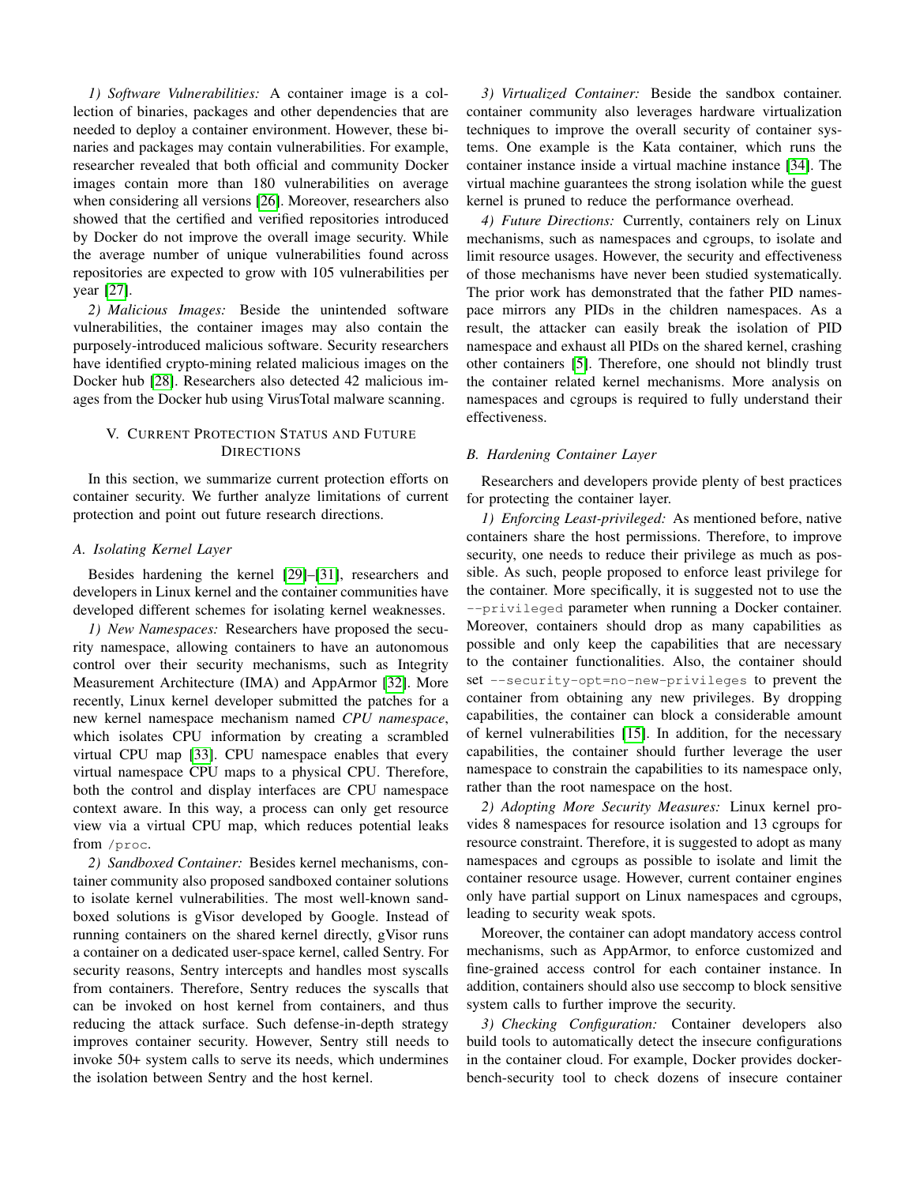*1) Software Vulnerabilities:* A container image is a collection of binaries, packages and other dependencies that are needed to deploy a container environment. However, these binaries and packages may contain vulnerabilities. For example, researcher revealed that both official and community Docker images contain more than 180 vulnerabilities on average when considering all versions [26]. Moreover, researchers also showed that the certified and verified repositories introduced by Docker do not improve the overall image security. While the average number of unique vulnerabilities found across repositories are expected to grow with 105 vulnerabilities per year [27].

*2) Malicious Images:* Beside the unintended software vulnerabilities, the container images may also contain the purposely-introduced malicious software. Security researchers have identified crypto-mining related malicious images on the Docker hub [28]. Researchers also detected 42 malicious images from the Docker hub using VirusTotal malware scanning.

## V. Current Protection Status and Future Directions

In this section, we summarize current protection efforts on container security. We further analyze limitations of current protection and point out future research directions.

### A. Isolating Kernel Layer

Besides hardening the kernel [29]–[31], researchers and developers in Linux kernel and the container communities have developed different schemes for isolating kernel weaknesses.

*1) New Namespaces:* Researchers have proposed the security namespace, allowing containers to have an autonomous control over their security mechanisms, such as Integrity Measurement Architecture (IMA) and AppArmor [32]. More recently, Linux kernel developer submitted the patches for a new kernel namespace mechanism named *CPU namespace*, which isolates CPU information by creating a scrambled virtual CPU map [33]. CPU namespace enables that every virtual namespace CPU maps to a physical CPU. Therefore, both the control and display interfaces are CPU namespace context aware. In this way, a process can only get resource view via a virtual CPU map, which reduces potential leaks from `/proc`.

*2) Sandboxed Container:* Besides kernel mechanisms, container community also proposed sandboxed container solutions to isolate kernel vulnerabilities. The most well-known sandboxed solutions is gVisor developed by Google. Instead of running containers on the shared kernel directly, gVisor runs a container on a dedicated user-space kernel, called Sentry. For security reasons, Sentry intercepts and handles most syscalls from containers. Therefore, Sentry reduces the syscalls that can be invoked on host kernel from containers, and thus reducing the attack surface. Such defense-in-depth strategy improves container security. However, Sentry still needs to invoke 50+ system calls to serve its needs, which undermines the isolation between Sentry and the host kernel.

*3) Virtualized Container:* Beside the sandbox container. container community also leverages hardware virtualization techniques to improve the overall security of container systems. One example is the Kata container, which runs the container instance inside a virtual machine instance [34]. The virtual machine guarantees the strong isolation while the guest kernel is pruned to reduce the performance overhead.

*4) Future Directions:* Currently, containers rely on Linux mechanisms, such as namespaces and cgroups, to isolate and limit resource usages. However, the security and effectiveness of those mechanisms have never been studied systematically. The prior work has demonstrated that the father PID namespace mirrors any PIDs in the children namespaces. As a result, the attacker can easily break the isolation of PID namespace and exhaust all PIDs on the shared kernel, crashing other containers [5]. Therefore, one should not blindly trust the container related kernel mechanisms. More analysis on namespaces and cgroups is required to fully understand their effectiveness.

### B. Hardening Container Layer

Researchers and developers provide plenty of best practices for protecting the container layer.

*1) Enforcing Least-privileged:* As mentioned before, native containers share the host permissions. Therefore, to improve security, one needs to reduce their privilege as much as possible. As such, people proposed to enforce least privilege for the container. More specifically, it is suggested not to use the `--privileged` parameter when running a Docker container. Moreover, containers should drop as many capabilities as possible and only keep the capabilities that are necessary to the container functionalities. Also, the container should set `--security-opt=no-new-privileges` to prevent the container from obtaining any new privileges. By dropping capabilities, the container can block a considerable amount of kernel vulnerabilities [15]. In addition, for the necessary capabilities, the container should further leverage the user namespace to constrain the capabilities to its namespace only, rather than the root namespace on the host.

*2) Adopting More Security Measures:* Linux kernel provides 8 namespaces for resource isolation and 13 cgroups for resource constraint. Therefore, it is suggested to adopt as many namespaces and cgroups as possible to isolate and limit the container resource usage. However, current container engines only have partial support on Linux namespaces and cgroups, leading to security weak spots.

Moreover, the container can adopt mandatory access control mechanisms, such as AppArmor, to enforce customized and fine-grained access control for each container instance. In addition, containers should also use seccomp to block sensitive system calls to further improve the security.

*3) Checking Configuration:* Container developers also build tools to automatically detect the insecure configurations in the container cloud. For example, Docker provides docker-bench-security tool to check dozens of insecure container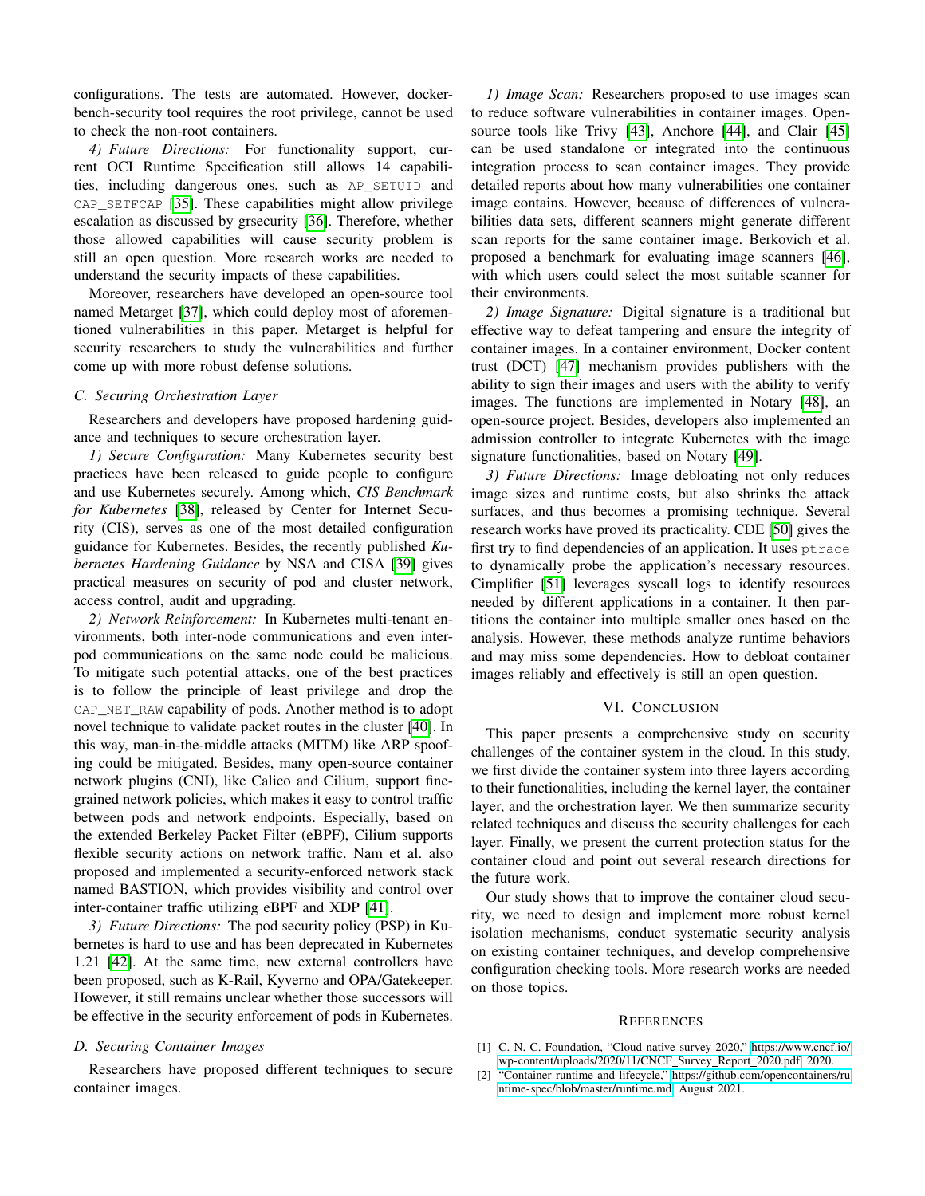configurations. The tests are automated. However, docker-bench-security tool requires the root privilege, cannot be used to check the non-root containers.

*4) Future Directions:* For functionality support, current OCI Runtime Specification still allows 14 capabilities, including dangerous ones, such as `AP_SETUID` and `CAP_SETFCAP` [35]. These capabilities might allow privilege escalation as discussed by grsecurity [36]. Therefore, whether those allowed capabilities will cause security problem is still an open question. More research works are needed to understand the security impacts of these capabilities.

Moreover, researchers have developed an open-source tool named Metarget [37], which could deploy most of aforementioned vulnerabilities in this paper. Metarget is helpful for security researchers to study the vulnerabilities and further come up with more robust defense solutions.

### C. Securing Orchestration Layer

Researchers and developers have proposed hardening guidance and techniques to secure orchestration layer.

*1) Secure Configuration:* Many Kubernetes security best practices have been released to guide people to configure and use Kubernetes securely. Among which, *CIS Benchmark for Kubernetes* [38], released by Center for Internet Security (CIS), serves as one of the most detailed configuration guidance for Kubernetes. Besides, the recently published *Kubernetes Hardening Guidance* by NSA and CISA [39] gives practical measures on security of pod and cluster network, access control, audit and upgrading.

*2) Network Reinforcement:* In Kubernetes multi-tenant environments, both inter-node communications and even inter-pod communications on the same node could be malicious. To mitigate such potential attacks, one of the best practices is to follow the principle of least privilege and drop the `CAP_NET_RAW` capability of pods. Another method is to adopt novel technique to validate packet routes in the cluster [40]. In this way, man-in-the-middle attacks (MITM) like ARP spoofing could be mitigated. Besides, many open-source container network plugins (CNI), like Calico and Cilium, support fine-grained network policies, which makes it easy to control traffic between pods and network endpoints. Especially, based on the extended Berkeley Packet Filter (eBPF), Cilium supports flexible security actions on network traffic. Nam et al. also proposed and implemented a security-enforced network stack named BASTION, which provides visibility and control over inter-container traffic utilizing eBPF and XDP [41].

*3) Future Directions:* The pod security policy (PSP) in Kubernetes is hard to use and has been deprecated in Kubernetes 1.21 [42]. At the same time, new external controllers have been proposed, such as K-Rail, Kyverno and OPA/Gatekeeper. However, it still remains unclear whether those successors will be effective in the security enforcement of pods in Kubernetes.

### D. Securing Container Images

Researchers have proposed different techniques to secure container images.

*1) Image Scan:* Researchers proposed to use images scan to reduce software vulnerabilities in container images. Open-source tools like Trivy [43], Anchore [44], and Clair [45] can be used standalone or integrated into the continuous integration process to scan container images. They provide detailed reports about how many vulnerabilities one container image contains. However, because of differences of vulnerabilities data sets, different scanners might generate different scan reports for the same container image. Berkovich et al. proposed a benchmark for evaluating image scanners [46], with which users could select the most suitable scanner for their environments.

*2) Image Signature:* Digital signature is a traditional but effective way to defeat tampering and ensure the integrity of container images. In a container environment, Docker content trust (DCT) [47] mechanism provides publishers with the ability to sign their images and users with the ability to verify images. The functions are implemented in Notary [48], an open-source project. Besides, developers also implemented an admission controller to integrate Kubernetes with the image signature functionalities, based on Notary [49].

*3) Future Directions:* Image debloating not only reduces image sizes and runtime costs, but also shrinks the attack surfaces, and thus becomes a promising technique. Several research works have proved its practicality. CDE [50] gives the first try to find dependencies of an application. It uses `ptrace` to dynamically probe the application's necessary resources. Cimplifier [51] leverages syscall logs to identify resources needed by different applications in a container. It then partitions the container into multiple smaller ones based on the analysis. However, these methods analyze runtime behaviors and may miss some dependencies. How to debloat container images reliably and effectively is still an open question.

## VI. Conclusion

This paper presents a comprehensive study on security challenges of the container system in the cloud. In this study, we first divide the container system into three layers according to their functionalities, including the kernel layer, the container layer, and the orchestration layer. We then summarize security related techniques and discuss the security challenges for each layer. Finally, we present the current protection status for the container cloud and point out several research directions for the future work.

Our study shows that to improve the container cloud security, we need to design and implement more robust kernel isolation mechanisms, conduct systematic security analysis on existing container techniques, and develop comprehensive configuration checking tools. More research works are needed on those topics.

## References

[1] C. N. C. Foundation, "Cloud native survey 2020," https://www.cncf.io/wp-content/uploads/2020/11/CNCF_Survey_Report_2020.pdf, 2020.

[2] "Container runtime and lifecycle," https://github.com/opencontainers/runtime-spec/blob/master/runtime.md, August 2021.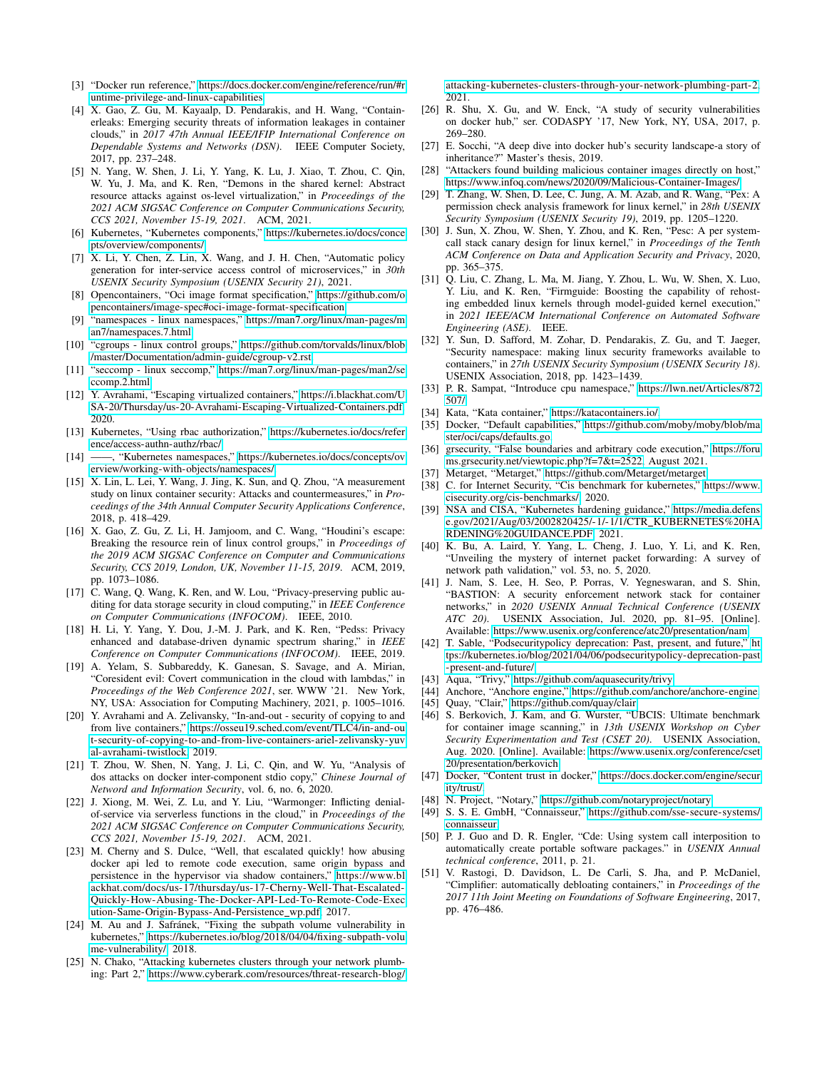[3] "Docker run reference," https://docs.docker.com/engine/reference/run/#runtime-privilege-and-linux-capabilities.

[4] X. Gao, Z. Gu, M. Kayaalp, D. Pendarakis, and H. Wang, "Containerleaks: Emerging security threats of information leakages in container clouds," in *2017 47th Annual IEEE/IFIP International Conference on Dependable Systems and Networks (DSN)*. IEEE Computer Society, 2017, pp. 237–248.

[5] N. Yang, W. Shen, J. Li, Y. Yang, K. Lu, J. Xiao, T. Zhou, C. Qin, W. Yu, J. Ma, and K. Ren, "Demons in the shared kernel: Abstract resource attacks against os-level virtualization," in *Proceedings of the 2021 ACM SIGSAC Conference on Computer Communications Security, CCS 2021, November 15-19, 2021*. ACM, 2021.

[6] Kubernetes, "Kubernetes components," https://kubernetes.io/docs/concepts/overview/components/.

[7] X. Li, Y. Chen, Z. Lin, X. Wang, and J. H. Chen, "Automatic policy generation for inter-service access control of microservices," in *30th USENIX Security Symposium (USENIX Security 21)*, 2021.

[8] Opencontainers, "Oci image format specification," https://github.com/opencontainers/image-spec#oci-image-format-specification.

[9] "namespaces - linux namespaces," https://man7.org/linux/man-pages/man7/namespaces.7.html.

[10] "cgroups - linux control groups," https://github.com/torvalds/linux/blob/master/Documentation/admin-guide/cgroup-v2.rst.

[11] "seccomp - linux seccomp," https://man7.org/linux/man-pages/man2/seccomp.2.html.

[12] Y. Avrahami, "Escaping virtualized containers," https://i.blackhat.com/USA-20/Thursday/us-20-Avrahami-Escaping-Virtualized-Containers.pdf, 2020.

[13] Kubernetes, "Using rbac authorization," https://kubernetes.io/docs/reference/access-authn-authz/rbac/.

[14] ——, "Kubernetes namespaces," https://kubernetes.io/docs/concepts/overview/working-with-objects/namespaces/.

[15] X. Lin, L. Lei, Y. Wang, J. Jing, K. Sun, and Q. Zhou, "A measurement study on linux container security: Attacks and countermeasures," in *Proceedings of the 34th Annual Computer Security Applications Conference*, 2018, p. 418–429.

[16] X. Gao, Z. Gu, Z. Li, H. Jamjoom, and C. Wang, "Houdini's escape: Breaking the resource rein of linux control groups," in *Proceedings of the 2019 ACM SIGSAC Conference on Computer and Communications Security, CCS 2019, London, UK, November 11-15, 2019*. ACM, 2019, pp. 1073–1086.

[17] C. Wang, Q. Wang, K. Ren, and W. Lou, "Privacy-preserving public auditing for data storage security in cloud computing," in *IEEE Conference on Computer Communications (INFOCOM)*. IEEE, 2010.

[18] H. Li, Y. Yang, Y. Dou, J.-M. J. Park, and K. Ren, "Pedss: Privacy enhanced and database-driven dynamic spectrum sharing," in *IEEE Conference on Computer Communications (INFOCOM)*. IEEE, 2019.

[19] A. Yelam, S. Subbareddy, K. Ganesan, S. Savage, and A. Mirian, "Coresident evil: Covert communication in the cloud with lambdas," in *Proceedings of the Web Conference 2021*, ser. WWW '21. New York, NY, USA: Association for Computing Machinery, 2021, p. 1005–1016.

[20] Y. Avrahami and A. Zelivansky, "In-and-out - security of copying to and from live containers," https://osseu19.sched.com/event/TLC4/in-and-out-security-of-copying-to-and-from-live-containers-ariel-zelivansky-yuval-avrahami-twistlock, 2019.

[21] T. Zhou, W. Shen, N. Yang, J. Li, C. Qin, and W. Yu, "Analysis of dos attacks on docker inter-component stdio copy," *Chinese Journal of Netword and Information Security*, vol. 6, no. 6, 2020.

[22] J. Xiong, M. Wei, Z. Lu, and Y. Liu, "Warmonger: Inflicting denial-of-service via serverless functions in the cloud," in *Proceedings of the 2021 ACM SIGSAC Conference on Computer Communications Security, CCS 2021, November 15-19, 2021*. ACM, 2021.

[23] M. Cherny and S. Dulce, "Well, that escalated quickly! how abusing docker api led to remote code execution, same origin bypass and persistence in the hypervisor via shadow containers," https://www.blackhat.com/docs/us-17/thursday/us-17-Cherny-Well-That-Escalated-Quickly-How-Abusing-The-Docker-API-Led-To-Remote-Code-Execution-Same-Origin-Bypass-And-Persistence_wp.pdf, 2017.

[24] M. Au and J. Safránek, "Fixing the subpath volume vulnerability in kubernetes," https://kubernetes.io/blog/2018/04/04/fixing-subpath-volume-vulnerability/, 2018.

[25] N. Chako, "Attacking kubernetes clusters through your network plumbing: Part 2," https://www.cyberark.com/resources/threat-research-blog/attacking-kubernetes-clusters-through-your-network-plumbing-part-2, 2021.

[26] R. Shu, X. Gu, and W. Enck, "A study of security vulnerabilities on docker hub," ser. CODASPY '17, New York, NY, USA, 2017, p. 269–280.

[27] E. Socchi, "A deep dive into docker hub's security landscape-a story of inheritance?" Master's thesis, 2019.

[28] "Attackers found building malicious container images directly on host," https://www.infoq.com/news/2020/09/Malicious-Container-Images/.

[29] T. Zhang, W. Shen, D. Lee, C. Jung, A. M. Azab, and R. Wang, "Pex: A permission check analysis framework for linux kernel," in *28th USENIX Security Symposium (USENIX Security 19)*, 2019, pp. 1205–1220.

[30] J. Sun, X. Zhou, W. Shen, Y. Zhou, and K. Ren, "Pesc: A per system-call stack canary design for linux kernel," in *Proceedings of the Tenth ACM Conference on Data and Application Security and Privacy*, 2020, pp. 365–375.

[31] Q. Liu, C. Zhang, L. Ma, M. Jiang, Y. Zhou, L. Wu, W. Shen, X. Luo, Y. Liu, and K. Ren, "Firmguide: Boosting the capability of rehosting embedded linux kernels through model-guided kernel execution," in *2021 IEEE/ACM International Conference on Automated Software Engineering (ASE)*. IEEE.

[32] Y. Sun, D. Safford, M. Zohar, D. Pendarakis, Z. Gu, and T. Jaeger, "Security namespace: making linux security frameworks available to containers," in *27th USENIX Security Symposium (USENIX Security 18)*. USENIX Association, 2018, pp. 1423–1439.

[33] P. R. Sampat, "Introduce cpu namespace," https://lwn.net/Articles/872507/.

[34] Kata, "Kata container," https://katacontainers.io/.

[35] Docker, "Default capabilities," https://github.com/moby/moby/blob/master/oci/caps/defaults.go.

[36] grsecurity, "False boundaries and arbitrary code execution," https://forums.grsecurity.net/viewtopic.php?f=7&t=2522, August 2021.

[37] Metarget, "Metarget," https://github.com/Metarget/metarget.

[38] C. for Internet Security, "Cis benchmark for kubernetes," https://www.cisecurity.org/cis-benchmarks/, 2020.

[39] NSA and CISA, "Kubernetes hardening guidance," https://media.defense.gov/2021/Aug/03/2002820425/-1/-1/1/CTR_KUBERNETES%20HARDENING%20GUIDANCE.PDF, 2021.

[40] K. Bu, A. Laird, Y. Yang, L. Cheng, J. Luo, Y. Li, and K. Ren, "Unveiling the mystery of internet packet forwarding: A survey of network path validation," vol. 53, no. 5, 2020.

[41] J. Nam, S. Lee, H. Seo, P. Porras, V. Yegneswaran, and S. Shin, "BASTION: A security enforcement network stack for container networks," in *2020 USENIX Annual Technical Conference (USENIX ATC 20)*. USENIX Association, Jul. 2020, pp. 81–95. [Online]. Available: https://www.usenix.org/conference/atc20/presentation/nam

[42] T. Sable, "Podsecuritypolicy deprecation: Past, present, and future," https://kubernetes.io/blog/2021/04/06/podsecuritypolicy-deprecation-past-present-and-future/.

[43] Aqua, "Trivy," https://github.com/aquasecurity/trivy.

[44] Anchore, "Anchore engine," https://github.com/anchore/anchore-engine.

[45] Quay, "Clair," https://github.com/quay/clair.

[46] S. Berkovich, J. Kam, and G. Wurster, "UBCIS: Ultimate benchmark for container image scanning," in *13th USENIX Workshop on Cyber Security Experimentation and Test (CSET 20)*. USENIX Association, Aug. 2020. [Online]. Available: https://www.usenix.org/conference/cset20/presentation/berkovich

[47] Docker, "Content trust in docker," https://docs.docker.com/engine/security/trust/.

[48] N. Project, "Notary," https://github.com/notaryproject/notary.

[49] S. S. E. GmbH, "Connaisseur," https://github.com/sse-secure-systems/connaisseur.

[50] P. J. Guo and D. R. Engler, "Cde: Using system call interposition to automatically create portable software packages." in *USENIX Annual technical conference*, 2011, p. 21.

[51] V. Rastogi, D. Davidson, L. De Carli, S. Jha, and P. McDaniel, "Cimplifier: automatically debloating containers," in *Proceedings of the 2017 11th Joint Meeting on Foundations of Software Engineering*, 2017, pp. 476–486.